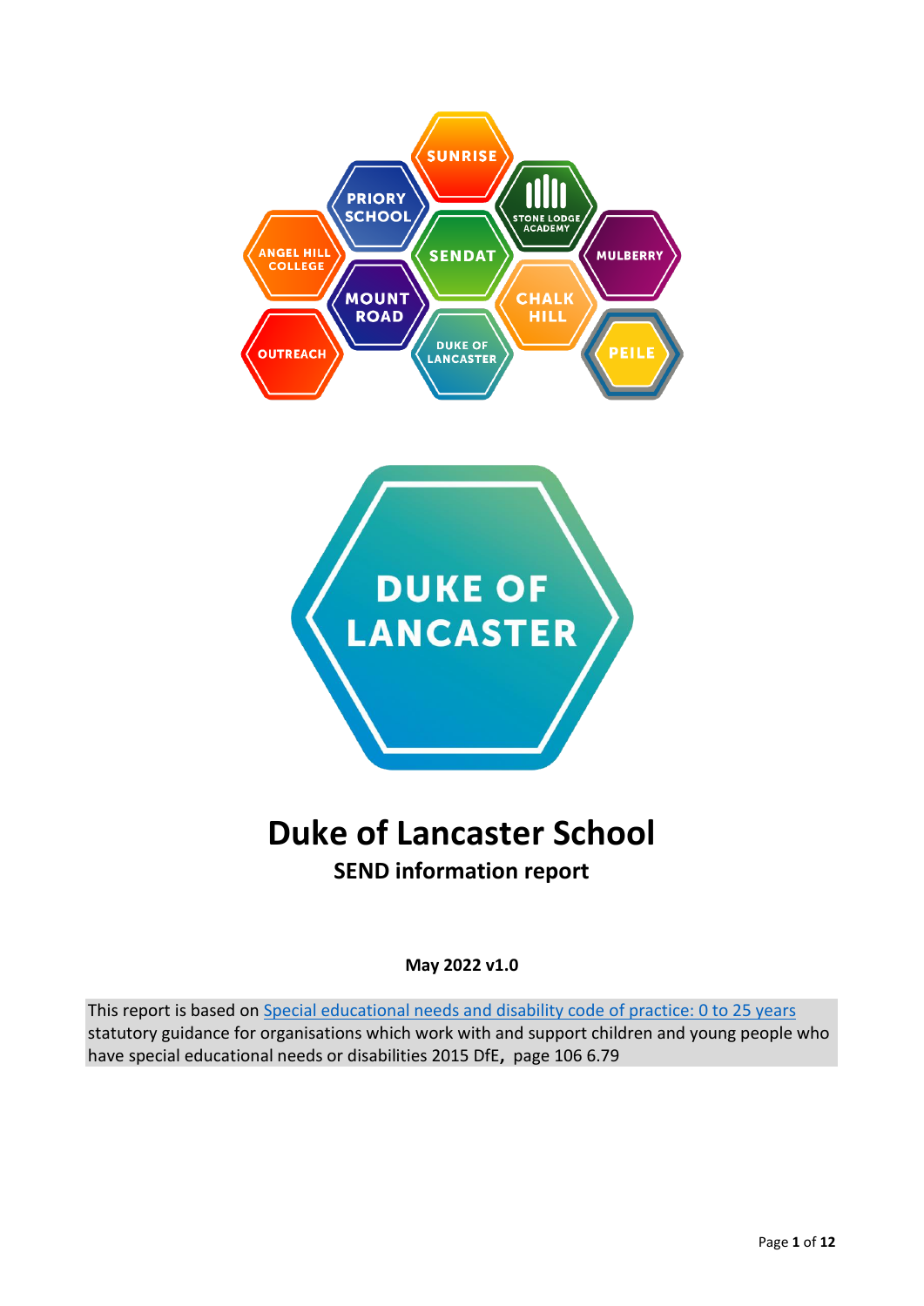# Duke of Lancaster School

## SEND information report

**May 2022 v1.0**

This report is based on [Special educational needs and disability code of practice: 0 to 25 years](https://www.gov.uk/government/publications/send-code-of-practice-0-to-25) statutory guidance for organisations which work with and support children and young people who have special educational needs or disabilities 2015 DfE, page 106 6.79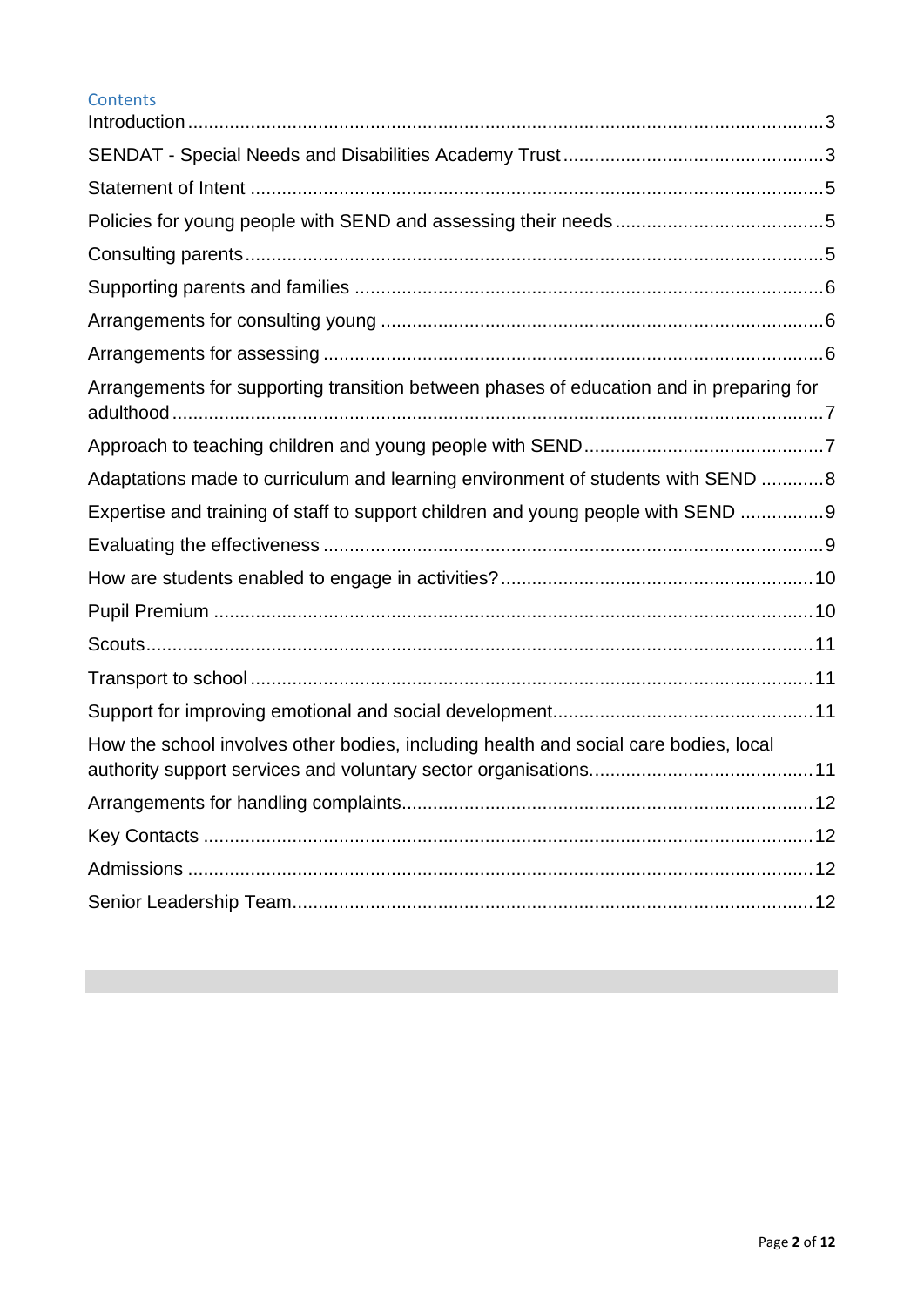## Contents

- Introduction ... 3
- SENDAT - Special Needs and Disabilities Academy Trust ... 3
- Statement of Intent ... 5
- Policies for young people with SEND and assessing their needs ... 5
- Consulting parents ... 5
- Supporting parents and families ... 6
- Arrangements for consulting young ... 6
- Arrangements for assessing ... 6
- Arrangements for supporting transition between phases of education and in preparing for adulthood ... 7
- Approach to teaching children and young people with SEND ... 7
- Adaptations made to curriculum and learning environment of students with SEND ... 8
- Expertise and training of staff to support children and young people with SEND ... 9
- Evaluating the effectiveness ... 9
- How are students enabled to engage in activities? ... 10
- Pupil Premium ... 10
- Scouts ... 11
- Transport to school ... 11
- Support for improving emotional and social development ... 11
- How the school involves other bodies, including health and social care bodies, local authority support services and voluntary sector organisations ... 11
- Arrangements for handling complaints ... 12
- Key Contacts ... 12
- Admissions ... 12
- Senior Leadership Team ... 12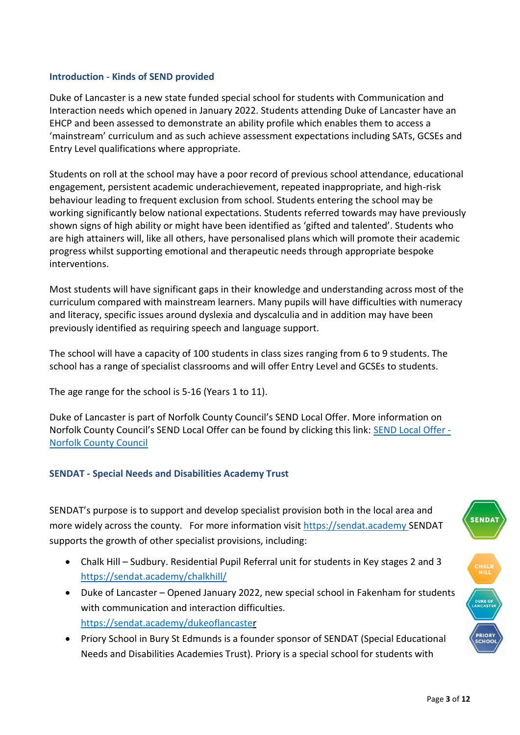## Introduction - Kinds of SEND provided

Duke of Lancaster is a new state funded special school for students with Communication and Interaction needs which opened in January 2022. Students attending Duke of Lancaster have an EHCP and been assessed to demonstrate an ability profile which enables them to access a 'mainstream' curriculum and as such achieve assessment expectations including SATs, GCSEs and Entry Level qualifications where appropriate.

Students on roll at the school may have a poor record of previous school attendance, educational engagement, persistent academic underachievement, repeated inappropriate, and high-risk behaviour leading to frequent exclusion from school. Students entering the school may be working significantly below national expectations. Students referred towards may have previously shown signs of high ability or might have been identified as 'gifted and talented'. Students who are high attainers will, like all others, have personalised plans which will promote their academic progress whilst supporting emotional and therapeutic needs through appropriate bespoke interventions.

Most students will have significant gaps in their knowledge and understanding across most of the curriculum compared with mainstream learners. Many pupils will have difficulties with numeracy and literacy, specific issues around dyslexia and dyscalculia and in addition may have been previously identified as requiring speech and language support.

The school will have a capacity of 100 students in class sizes ranging from 6 to 9 students. The school has a range of specialist classrooms and will offer Entry Level and GCSEs to students.

The age range for the school is 5-16 (Years 1 to 11).

Duke of Lancaster is part of Norfolk County Council's SEND Local Offer. More information on Norfolk County Council's SEND Local Offer can be found by clicking this link: [SEND Local Offer - Norfolk County Council]()

## SENDAT - Special Needs and Disabilities Academy Trust

SENDAT's purpose is to support and develop specialist provision both in the local area and more widely across the county. For more information visit https://sendat.academy SENDAT supports the growth of other specialist provisions, including:

- Chalk Hill – Sudbury. Residential Pupil Referral unit for students in Key stages 2 and 3 https://sendat.academy/chalkhill/
- Duke of Lancaster – Opened January 2022, new special school in Fakenham for students with communication and interaction difficulties. https://sendat.academy/dukeoflancaster
- Priory School in Bury St Edmunds is a founder sponsor of SENDAT (Special Educational Needs and Disabilities Academies Trust). Priory is a special school for students with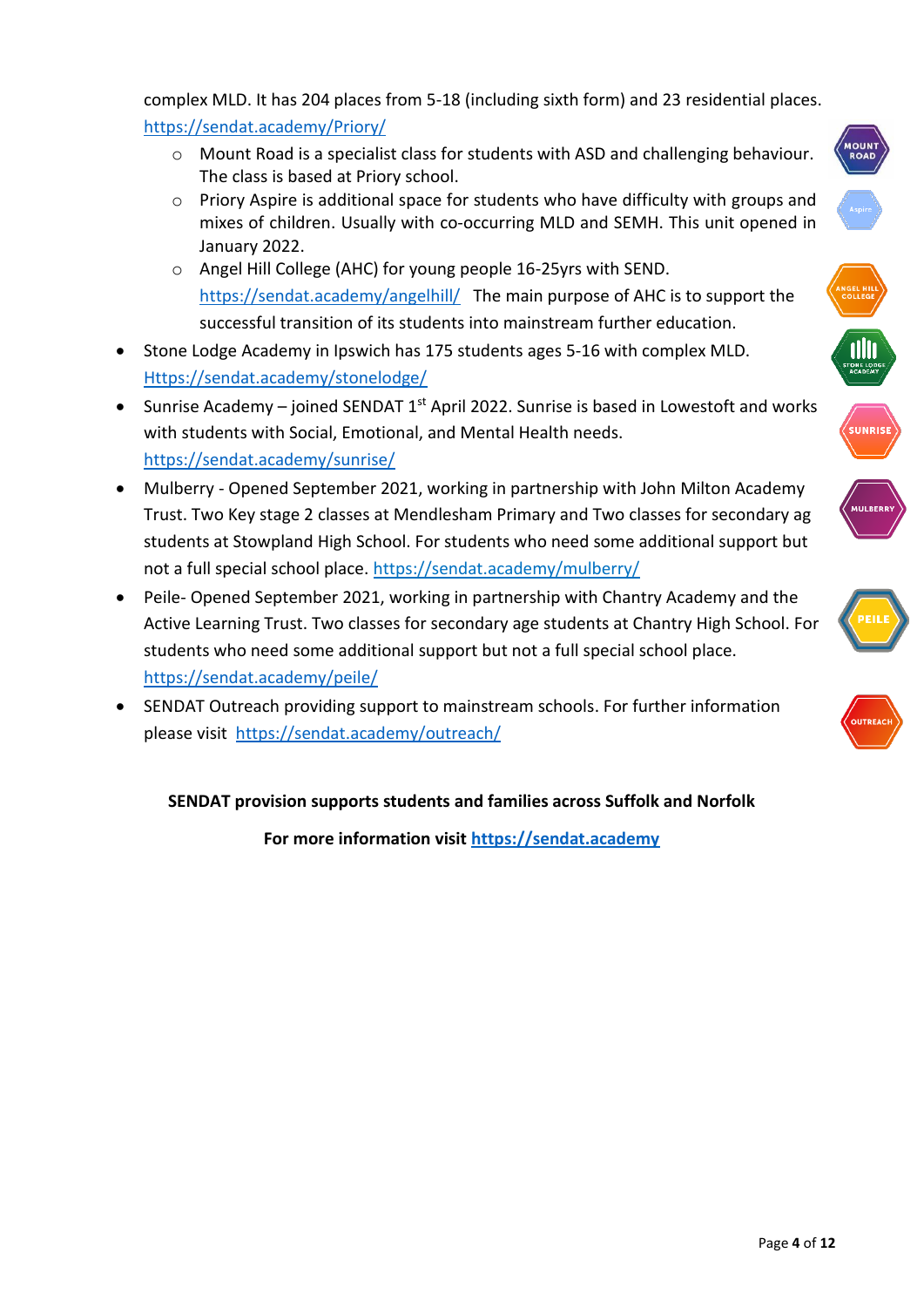complex MLD. It has 204 places from 5-18 (including sixth form) and 23 residential places. https://sendat.academy/Priory/

  - Mount Road is a specialist class for students with ASD and challenging behaviour. The class is based at Priory school.
  - Priory Aspire is additional space for students who have difficulty with groups and mixes of children. Usually with co-occurring MLD and SEMH. This unit opened in January 2022.
  - Angel Hill College (AHC) for young people 16-25yrs with SEND. https://sendat.academy/angelhill/ The main purpose of AHC is to support the successful transition of its students into mainstream further education.

- Stone Lodge Academy in Ipswich has 175 students ages 5-16 with complex MLD. Https://sendat.academy/stonelodge/
- Sunrise Academy – joined SENDAT 1st April 2022. Sunrise is based in Lowestoft and works with students with Social, Emotional, and Mental Health needs. https://sendat.academy/sunrise/
- Mulberry - Opened September 2021, working in partnership with John Milton Academy Trust. Two Key stage 2 classes at Mendlesham Primary and Two classes for secondary ag students at Stowpland High School. For students who need some additional support but not a full special school place. https://sendat.academy/mulberry/
- Peile- Opened September 2021, working in partnership with Chantry Academy and the Active Learning Trust. Two classes for secondary age students at Chantry High School. For students who need some additional support but not a full special school place. https://sendat.academy/peile/
- SENDAT Outreach providing support to mainstream schools. For further information please visit https://sendat.academy/outreach/

**SENDAT provision supports students and families across Suffolk and Norfolk**

**For more information visit https://sendat.academy**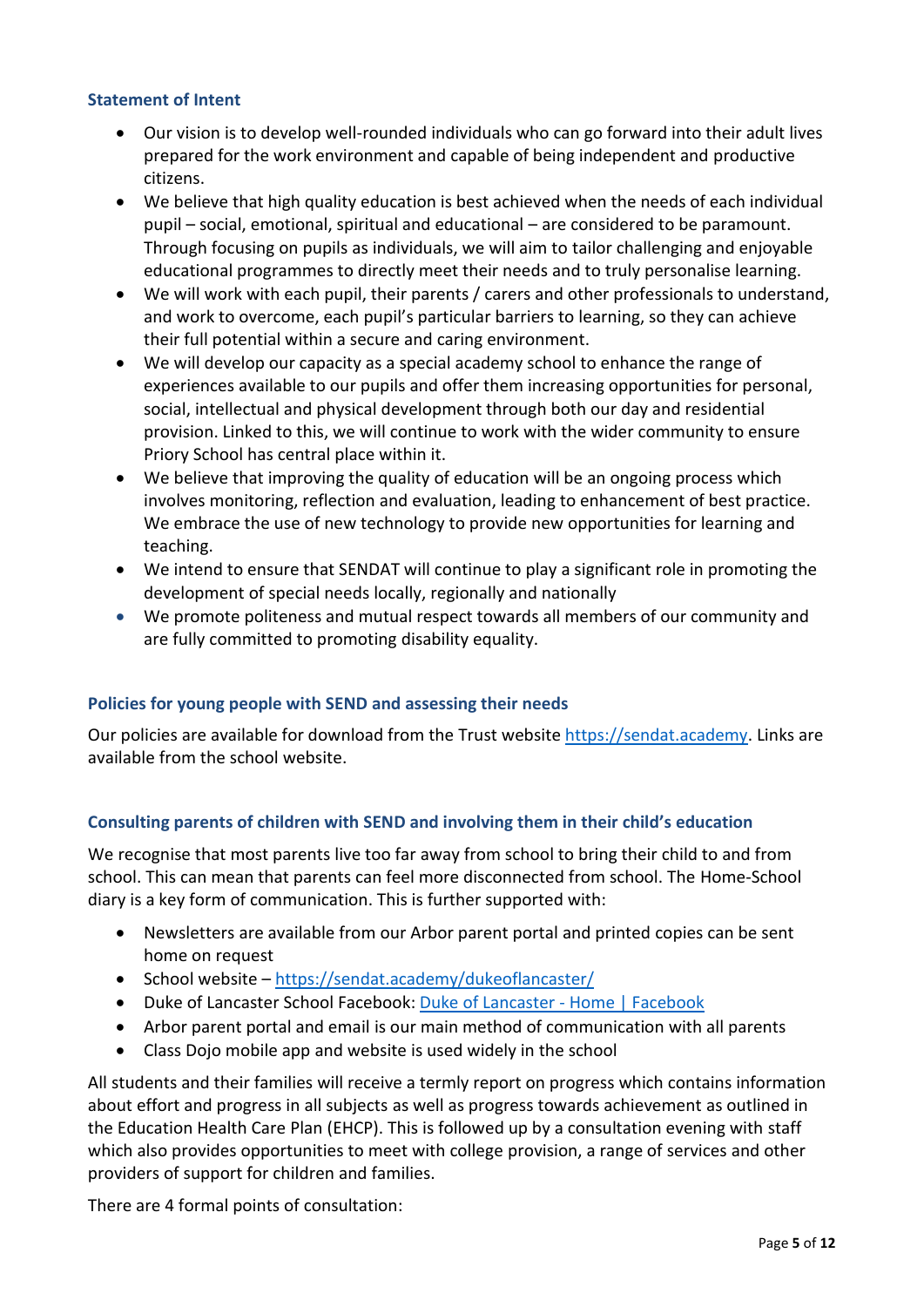### Statement of Intent

- Our vision is to develop well-rounded individuals who can go forward into their adult lives prepared for the work environment and capable of being independent and productive citizens.
- We believe that high quality education is best achieved when the needs of each individual pupil – social, emotional, spiritual and educational – are considered to be paramount. Through focusing on pupils as individuals, we will aim to tailor challenging and enjoyable educational programmes to directly meet their needs and to truly personalise learning.
- We will work with each pupil, their parents / carers and other professionals to understand, and work to overcome, each pupil's particular barriers to learning, so they can achieve their full potential within a secure and caring environment.
- We will develop our capacity as a special academy school to enhance the range of experiences available to our pupils and offer them increasing opportunities for personal, social, intellectual and physical development through both our day and residential provision. Linked to this, we will continue to work with the wider community to ensure Priory School has central place within it.
- We believe that improving the quality of education will be an ongoing process which involves monitoring, reflection and evaluation, leading to enhancement of best practice. We embrace the use of new technology to provide new opportunities for learning and teaching.
- We intend to ensure that SENDAT will continue to play a significant role in promoting the development of special needs locally, regionally and nationally
- We promote politeness and mutual respect towards all members of our community and are fully committed to promoting disability equality.

### Policies for young people with SEND and assessing their needs

Our policies are available for download from the Trust website [https://sendat.academy](https://sendat.academy). Links are available from the school website.

### Consulting parents of children with SEND and involving them in their child's education

We recognise that most parents live too far away from school to bring their child to and from school. This can mean that parents can feel more disconnected from school. The Home-School diary is a key form of communication. This is further supported with:

- Newsletters are available from our Arbor parent portal and printed copies can be sent home on request
- School website – [https://sendat.academy/dukeoflancaster/](https://sendat.academy/dukeoflancaster/)
- Duke of Lancaster School Facebook: Duke of Lancaster - Home | Facebook
- Arbor parent portal and email is our main method of communication with all parents
- Class Dojo mobile app and website is used widely in the school

All students and their families will receive a termly report on progress which contains information about effort and progress in all subjects as well as progress towards achievement as outlined in the Education Health Care Plan (EHCP). This is followed up by a consultation evening with staff which also provides opportunities to meet with college provision, a range of services and other providers of support for children and families.

There are 4 formal points of consultation: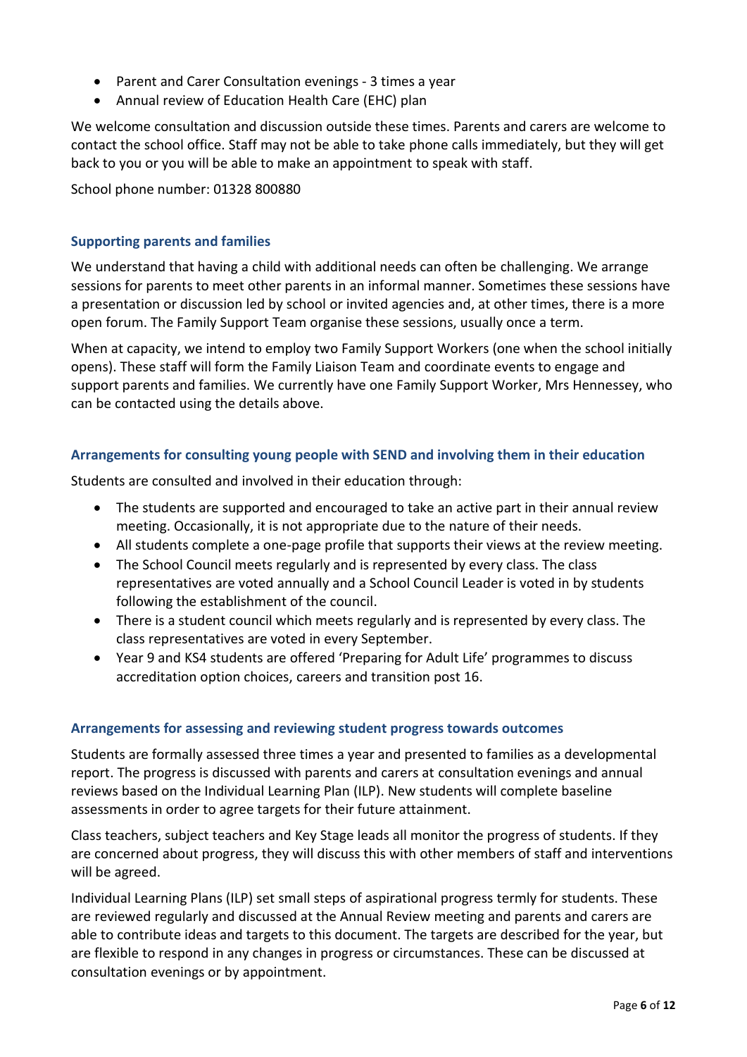- Parent and Carer Consultation evenings - 3 times a year
- Annual review of Education Health Care (EHC) plan

We welcome consultation and discussion outside these times. Parents and carers are welcome to contact the school office. Staff may not be able to take phone calls immediately, but they will get back to you or you will be able to make an appointment to speak with staff.

School phone number: 01328 800880

### Supporting parents and families

We understand that having a child with additional needs can often be challenging. We arrange sessions for parents to meet other parents in an informal manner. Sometimes these sessions have a presentation or discussion led by school or invited agencies and, at other times, there is a more open forum. The Family Support Team organise these sessions, usually once a term.

When at capacity, we intend to employ two Family Support Workers (one when the school initially opens). These staff will form the Family Liaison Team and coordinate events to engage and support parents and families. We currently have one Family Support Worker, Mrs Hennessey, who can be contacted using the details above.

### Arrangements for consulting young people with SEND and involving them in their education

Students are consulted and involved in their education through:

- The students are supported and encouraged to take an active part in their annual review meeting. Occasionally, it is not appropriate due to the nature of their needs.
- All students complete a one-page profile that supports their views at the review meeting.
- The School Council meets regularly and is represented by every class. The class representatives are voted annually and a School Council Leader is voted in by students following the establishment of the council.
- There is a student council which meets regularly and is represented by every class. The class representatives are voted in every September.
- Year 9 and KS4 students are offered 'Preparing for Adult Life' programmes to discuss accreditation option choices, careers and transition post 16.

### Arrangements for assessing and reviewing student progress towards outcomes

Students are formally assessed three times a year and presented to families as a developmental report. The progress is discussed with parents and carers at consultation evenings and annual reviews based on the Individual Learning Plan (ILP). New students will complete baseline assessments in order to agree targets for their future attainment.

Class teachers, subject teachers and Key Stage leads all monitor the progress of students. If they are concerned about progress, they will discuss this with other members of staff and interventions will be agreed.

Individual Learning Plans (ILP) set small steps of aspirational progress termly for students. These are reviewed regularly and discussed at the Annual Review meeting and parents and carers are able to contribute ideas and targets to this document. The targets are described for the year, but are flexible to respond in any changes in progress or circumstances. These can be discussed at consultation evenings or by appointment.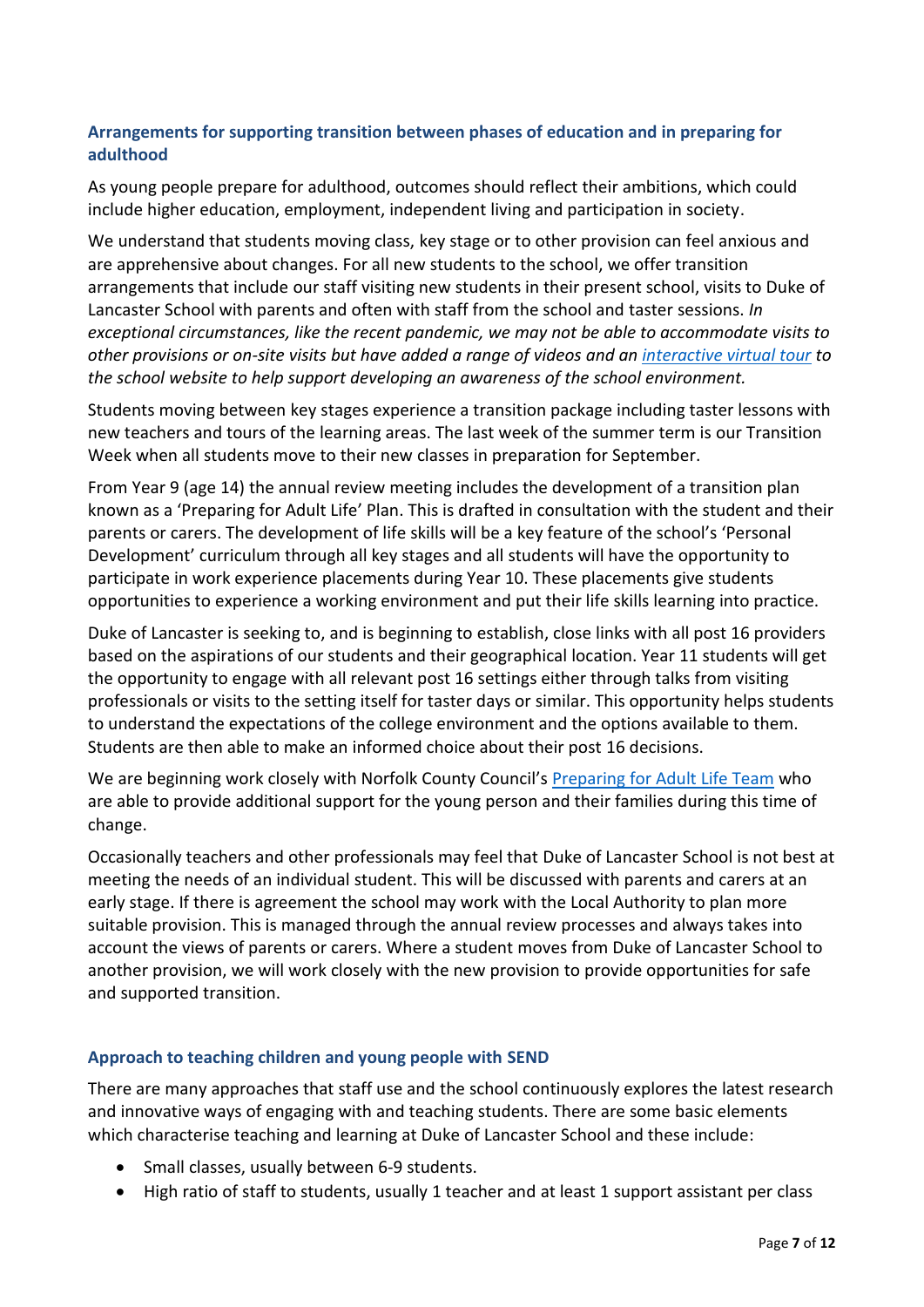## Arrangements for supporting transition between phases of education and in preparing for adulthood

As young people prepare for adulthood, outcomes should reflect their ambitions, which could include higher education, employment, independent living and participation in society.

We understand that students moving class, key stage or to other provision can feel anxious and are apprehensive about changes. For all new students to the school, we offer transition arrangements that include our staff visiting new students in their present school, visits to Duke of Lancaster School with parents and often with staff from the school and taster sessions. *In exceptional circumstances, like the recent pandemic, we may not be able to accommodate visits to other provisions or on-site visits but have added a range of videos and an interactive virtual tour to the school website to help support developing an awareness of the school environment.*

Students moving between key stages experience a transition package including taster lessons with new teachers and tours of the learning areas. The last week of the summer term is our Transition Week when all students move to their new classes in preparation for September.

From Year 9 (age 14) the annual review meeting includes the development of a transition plan known as a 'Preparing for Adult Life' Plan. This is drafted in consultation with the student and their parents or carers. The development of life skills will be a key feature of the school's 'Personal Development' curriculum through all key stages and all students will have the opportunity to participate in work experience placements during Year 10. These placements give students opportunities to experience a working environment and put their life skills learning into practice.

Duke of Lancaster is seeking to, and is beginning to establish, close links with all post 16 providers based on the aspirations of our students and their geographical location. Year 11 students will get the opportunity to engage with all relevant post 16 settings either through talks from visiting professionals or visits to the setting itself for taster days or similar. This opportunity helps students to understand the expectations of the college environment and the options available to them. Students are then able to make an informed choice about their post 16 decisions.

We are beginning work closely with Norfolk County Council's Preparing for Adult Life Team who are able to provide additional support for the young person and their families during this time of change.

Occasionally teachers and other professionals may feel that Duke of Lancaster School is not best at meeting the needs of an individual student. This will be discussed with parents and carers at an early stage. If there is agreement the school may work with the Local Authority to plan more suitable provision. This is managed through the annual review processes and always takes into account the views of parents or carers. Where a student moves from Duke of Lancaster School to another provision, we will work closely with the new provision to provide opportunities for safe and supported transition.

## Approach to teaching children and young people with SEND

There are many approaches that staff use and the school continuously explores the latest research and innovative ways of engaging with and teaching students. There are some basic elements which characterise teaching and learning at Duke of Lancaster School and these include:

- Small classes, usually between 6-9 students.
- High ratio of staff to students, usually 1 teacher and at least 1 support assistant per class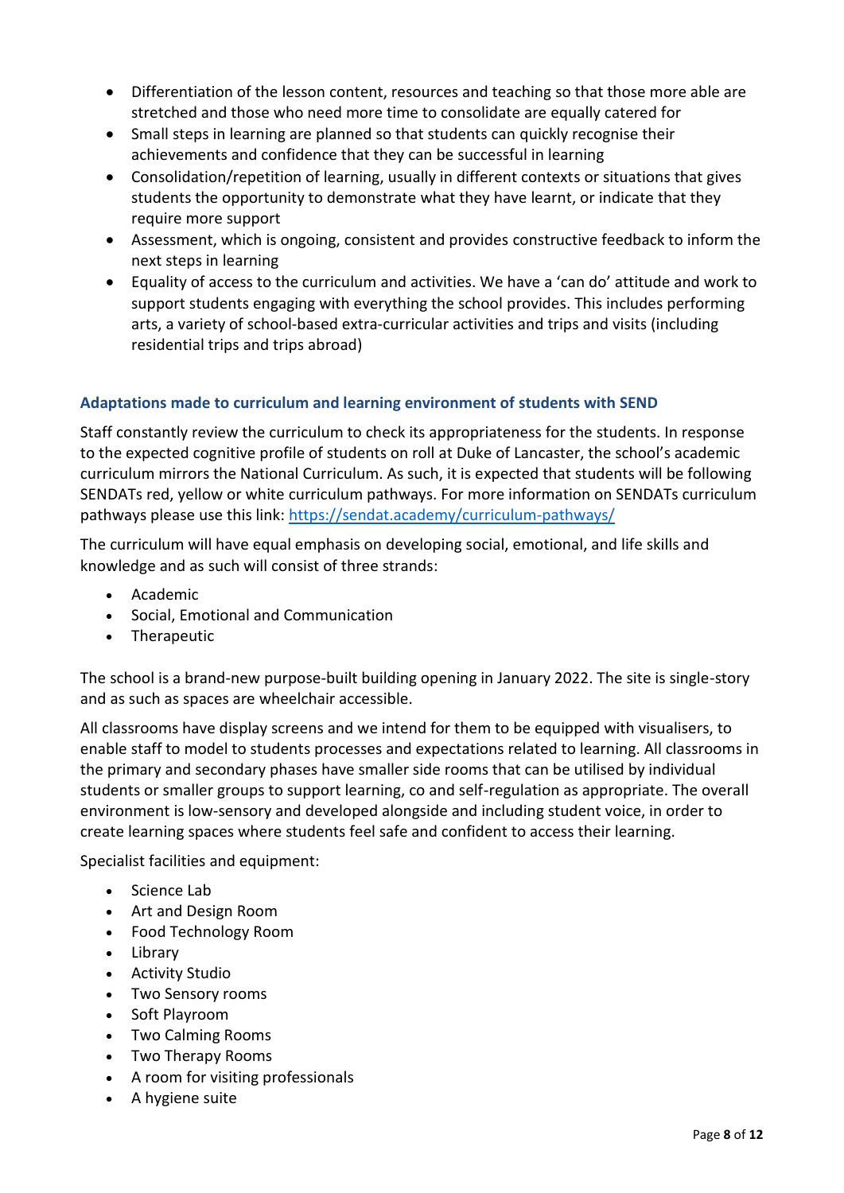- Differentiation of the lesson content, resources and teaching so that those more able are stretched and those who need more time to consolidate are equally catered for
- Small steps in learning are planned so that students can quickly recognise their achievements and confidence that they can be successful in learning
- Consolidation/repetition of learning, usually in different contexts or situations that gives students the opportunity to demonstrate what they have learnt, or indicate that they require more support
- Assessment, which is ongoing, consistent and provides constructive feedback to inform the next steps in learning
- Equality of access to the curriculum and activities. We have a 'can do' attitude and work to support students engaging with everything the school provides. This includes performing arts, a variety of school-based extra-curricular activities and trips and visits (including residential trips and trips abroad)

### Adaptations made to curriculum and learning environment of students with SEND

Staff constantly review the curriculum to check its appropriateness for the students. In response to the expected cognitive profile of students on roll at Duke of Lancaster, the school's academic curriculum mirrors the National Curriculum. As such, it is expected that students will be following SENDATs red, yellow or white curriculum pathways. For more information on SENDATs curriculum pathways please use this link: [https://sendat.academy/curriculum-pathways/](https://sendat.academy/curriculum-pathways/)

The curriculum will have equal emphasis on developing social, emotional, and life skills and knowledge and as such will consist of three strands:

- Academic
- Social, Emotional and Communication
- Therapeutic

The school is a brand-new purpose-built building opening in January 2022. The site is single-story and as such as spaces are wheelchair accessible.

All classrooms have display screens and we intend for them to be equipped with visualisers, to enable staff to model to students processes and expectations related to learning. All classrooms in the primary and secondary phases have smaller side rooms that can be utilised by individual students or smaller groups to support learning, co and self-regulation as appropriate. The overall environment is low-sensory and developed alongside and including student voice, in order to create learning spaces where students feel safe and confident to access their learning.

Specialist facilities and equipment:

- Science Lab
- Art and Design Room
- Food Technology Room
- Library
- Activity Studio
- Two Sensory rooms
- Soft Playroom
- Two Calming Rooms
- Two Therapy Rooms
- A room for visiting professionals
- A hygiene suite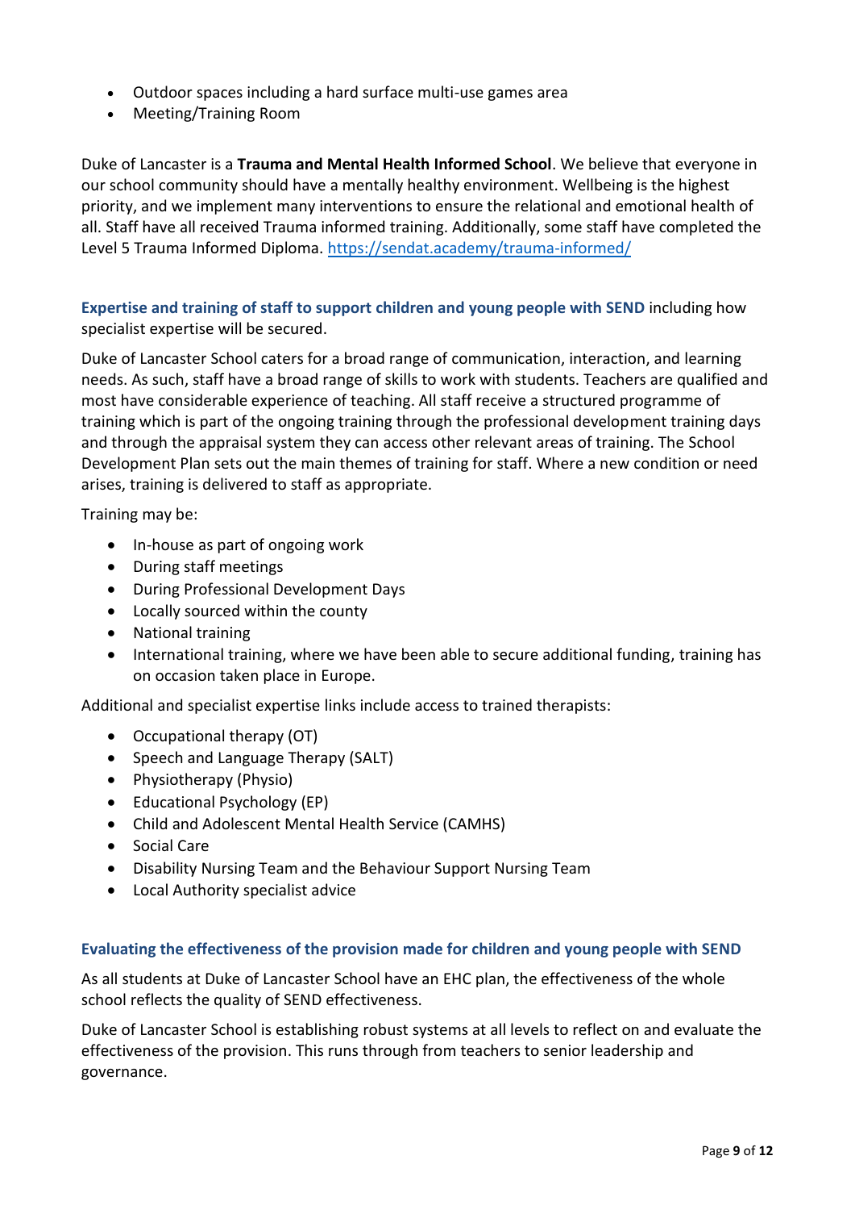- Outdoor spaces including a hard surface multi-use games area
- Meeting/Training Room

Duke of Lancaster is a **Trauma and Mental Health Informed School**. We believe that everyone in our school community should have a mentally healthy environment. Wellbeing is the highest priority, and we implement many interventions to ensure the relational and emotional health of all. Staff have all received Trauma informed training. Additionally, some staff have completed the Level 5 Trauma Informed Diploma. https://sendat.academy/trauma-informed/

**Expertise and training of staff to support children and young people with SEND** including how specialist expertise will be secured.

Duke of Lancaster School caters for a broad range of communication, interaction, and learning needs. As such, staff have a broad range of skills to work with students. Teachers are qualified and most have considerable experience of teaching. All staff receive a structured programme of training which is part of the ongoing training through the professional development training days and through the appraisal system they can access other relevant areas of training. The School Development Plan sets out the main themes of training for staff. Where a new condition or need arises, training is delivered to staff as appropriate.

Training may be:

- In-house as part of ongoing work
- During staff meetings
- During Professional Development Days
- Locally sourced within the county
- National training
- International training, where we have been able to secure additional funding, training has on occasion taken place in Europe.

Additional and specialist expertise links include access to trained therapists:

- Occupational therapy (OT)
- Speech and Language Therapy (SALT)
- Physiotherapy (Physio)
- Educational Psychology (EP)
- Child and Adolescent Mental Health Service (CAMHS)
- Social Care
- Disability Nursing Team and the Behaviour Support Nursing Team
- Local Authority specialist advice

### Evaluating the effectiveness of the provision made for children and young people with SEND

As all students at Duke of Lancaster School have an EHC plan, the effectiveness of the whole school reflects the quality of SEND effectiveness.

Duke of Lancaster School is establishing robust systems at all levels to reflect on and evaluate the effectiveness of the provision. This runs through from teachers to senior leadership and governance.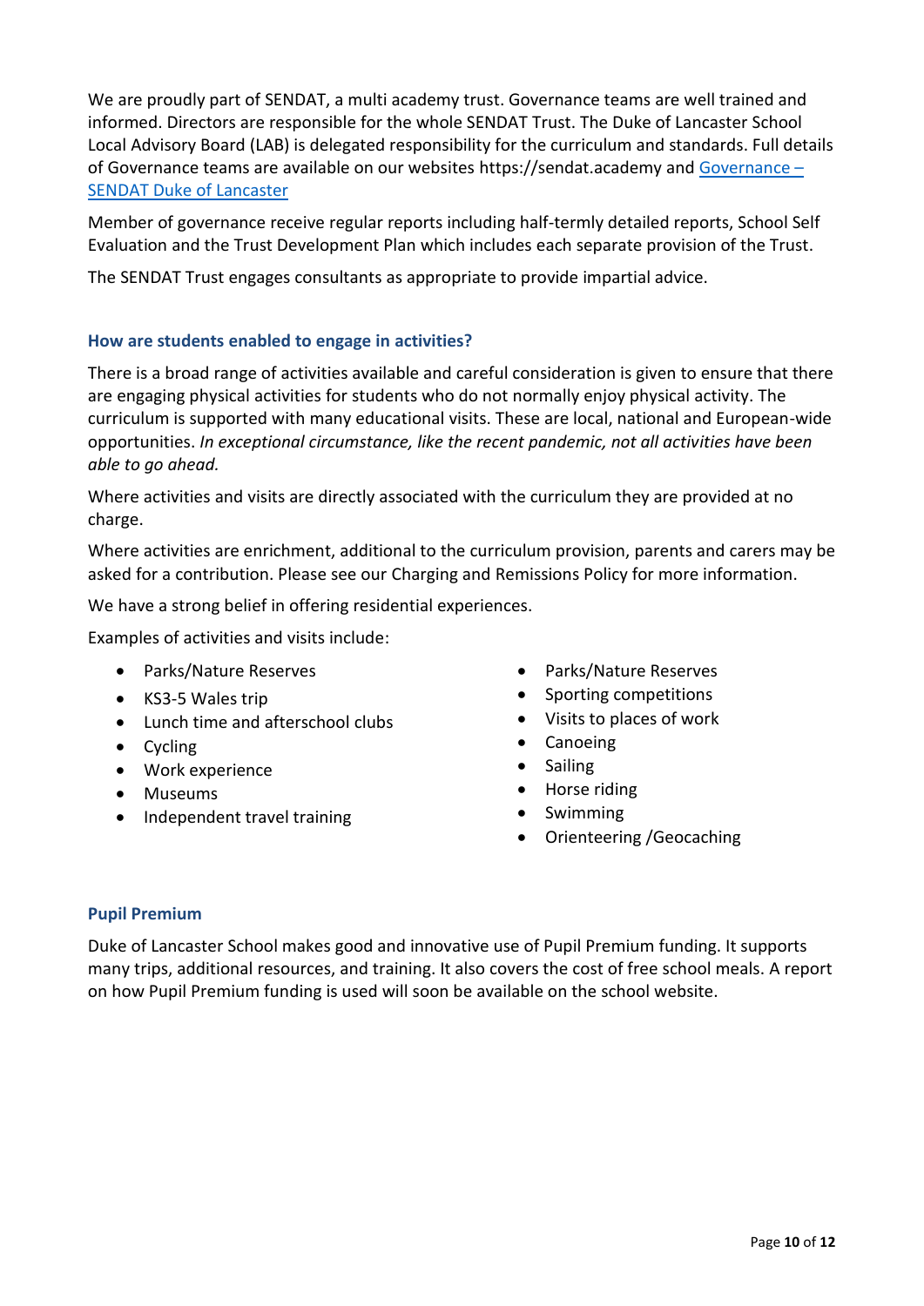We are proudly part of SENDAT, a multi academy trust. Governance teams are well trained and informed. Directors are responsible for the whole SENDAT Trust. The Duke of Lancaster School Local Advisory Board (LAB) is delegated responsibility for the curriculum and standards. Full details of Governance teams are available on our websites https://sendat.academy and [Governance – SENDAT Duke of Lancaster]

Member of governance receive regular reports including half-termly detailed reports, School Self Evaluation and the Trust Development Plan which includes each separate provision of the Trust.

The SENDAT Trust engages consultants as appropriate to provide impartial advice.

### How are students enabled to engage in activities?

There is a broad range of activities available and careful consideration is given to ensure that there are engaging physical activities for students who do not normally enjoy physical activity. The curriculum is supported with many educational visits. These are local, national and European-wide opportunities. *In exceptional circumstance, like the recent pandemic, not all activities have been able to go ahead.*

Where activities and visits are directly associated with the curriculum they are provided at no charge.

Where activities are enrichment, additional to the curriculum provision, parents and carers may be asked for a contribution. Please see our Charging and Remissions Policy for more information.

We have a strong belief in offering residential experiences.

Examples of activities and visits include:

- Parks/Nature Reserves
- KS3-5 Wales trip
- Lunch time and afterschool clubs
- Cycling
- Work experience
- Museums
- Independent travel training
- Parks/Nature Reserves
- Sporting competitions
- Visits to places of work
- Canoeing
- Sailing
- Horse riding
- Swimming
- Orienteering /Geocaching

### Pupil Premium

Duke of Lancaster School makes good and innovative use of Pupil Premium funding. It supports many trips, additional resources, and training. It also covers the cost of free school meals. A report on how Pupil Premium funding is used will soon be available on the school website.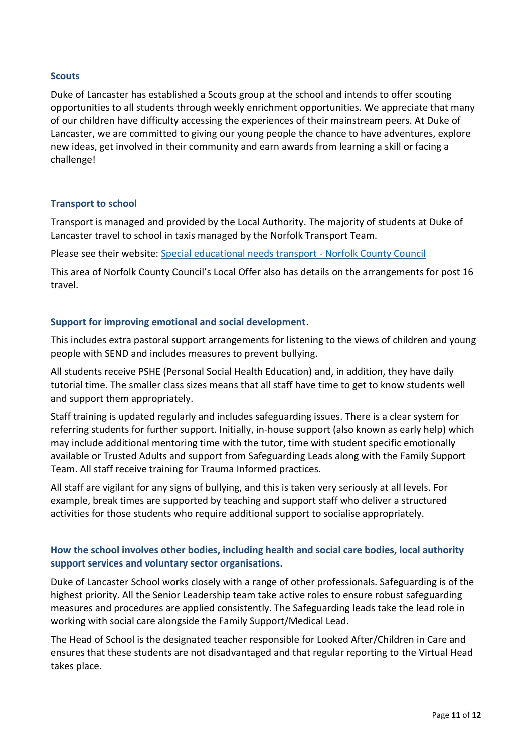### Scouts

Duke of Lancaster has established a Scouts group at the school and intends to offer scouting opportunities to all students through weekly enrichment opportunities. We appreciate that many of our children have difficulty accessing the experiences of their mainstream peers. At Duke of Lancaster, we are committed to giving our young people the chance to have adventures, explore new ideas, get involved in their community and earn awards from learning a skill or facing a challenge!

### Transport to school

Transport is managed and provided by the Local Authority. The majority of students at Duke of Lancaster travel to school in taxis managed by the Norfolk Transport Team.

Please see their website: [Special educational needs transport - Norfolk County Council]

This area of Norfolk County Council's Local Offer also has details on the arrangements for post 16 travel.

### Support for improving emotional and social development.

This includes extra pastoral support arrangements for listening to the views of children and young people with SEND and includes measures to prevent bullying.

All students receive PSHE (Personal Social Health Education) and, in addition, they have daily tutorial time. The smaller class sizes means that all staff have time to get to know students well and support them appropriately.

Staff training is updated regularly and includes safeguarding issues. There is a clear system for referring students for further support. Initially, in-house support (also known as early help) which may include additional mentoring time with the tutor, time with student specific emotionally available or Trusted Adults and support from Safeguarding Leads along with the Family Support Team. All staff receive training for Trauma Informed practices.

All staff are vigilant for any signs of bullying, and this is taken very seriously at all levels. For example, break times are supported by teaching and support staff who deliver a structured activities for those students who require additional support to socialise appropriately.

### How the school involves other bodies, including health and social care bodies, local authority support services and voluntary sector organisations.

Duke of Lancaster School works closely with a range of other professionals. Safeguarding is of the highest priority. All the Senior Leadership team take active roles to ensure robust safeguarding measures and procedures are applied consistently. The Safeguarding leads take the lead role in working with social care alongside the Family Support/Medical Lead.

The Head of School is the designated teacher responsible for Looked After/Children in Care and ensures that these students are not disadvantaged and that regular reporting to the Virtual Head takes place.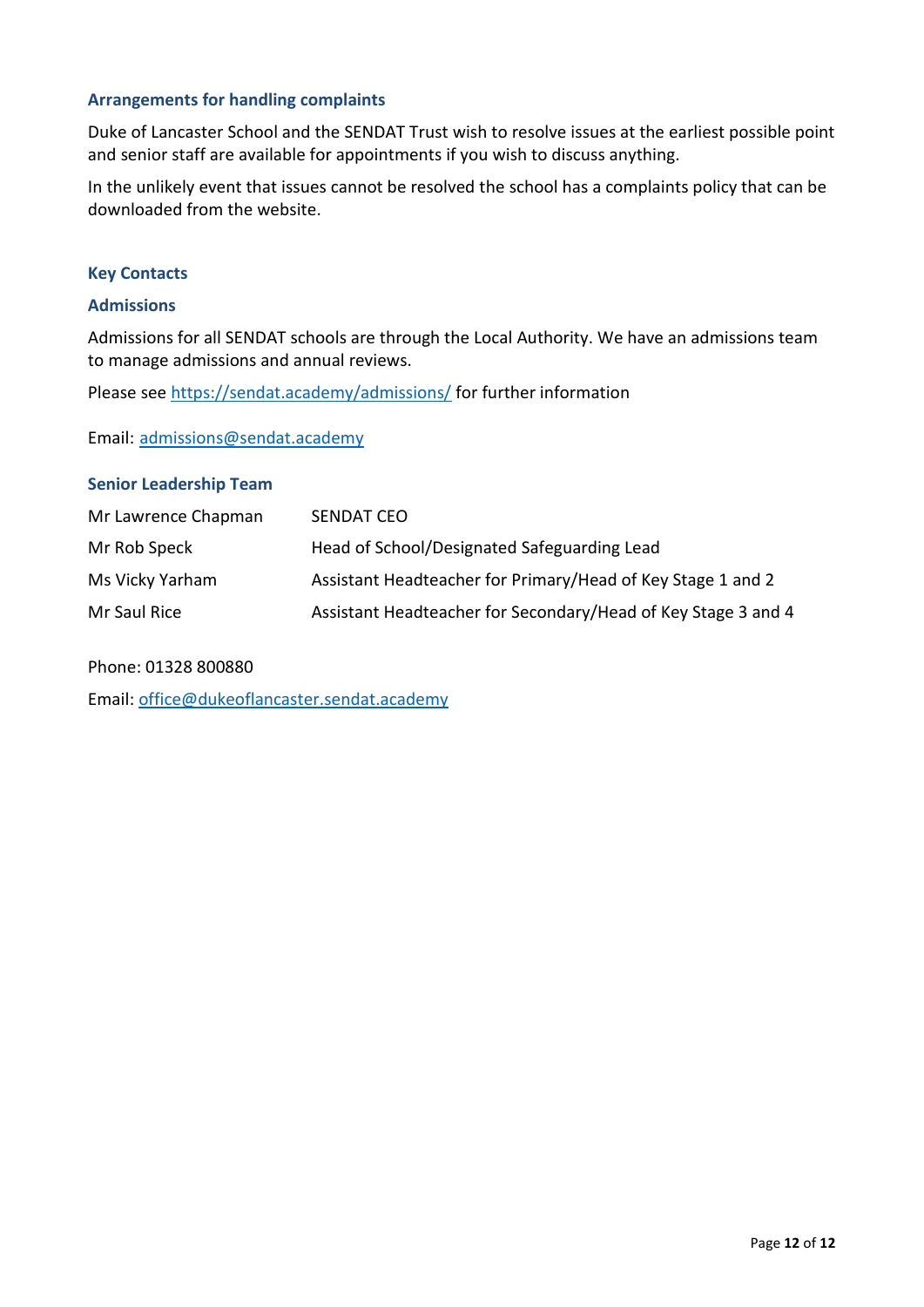### Arrangements for handling complaints

Duke of Lancaster School and the SENDAT Trust wish to resolve issues at the earliest possible point and senior staff are available for appointments if you wish to discuss anything.

In the unlikely event that issues cannot be resolved the school has a complaints policy that can be downloaded from the website.

### Key Contacts

### Admissions

Admissions for all SENDAT schools are through the Local Authority. We have an admissions team to manage admissions and annual reviews.

Please see [https://sendat.academy/admissions/](https://sendat.academy/admissions/) for further information

Email: [admissions@sendat.academy](mailto:admissions@sendat.academy)

### Senior Leadership Team

| | |
|---|---|
| Mr Lawrence Chapman | SENDAT CEO |
| Mr Rob Speck | Head of School/Designated Safeguarding Lead |
| Ms Vicky Yarham | Assistant Headteacher for Primary/Head of Key Stage 1 and 2 |
| Mr Saul Rice | Assistant Headteacher for Secondary/Head of Key Stage 3 and 4 |

Phone: 01328 800880

Email: [office@dukeoflancaster.sendat.academy](mailto:office@dukeoflancaster.sendat.academy)